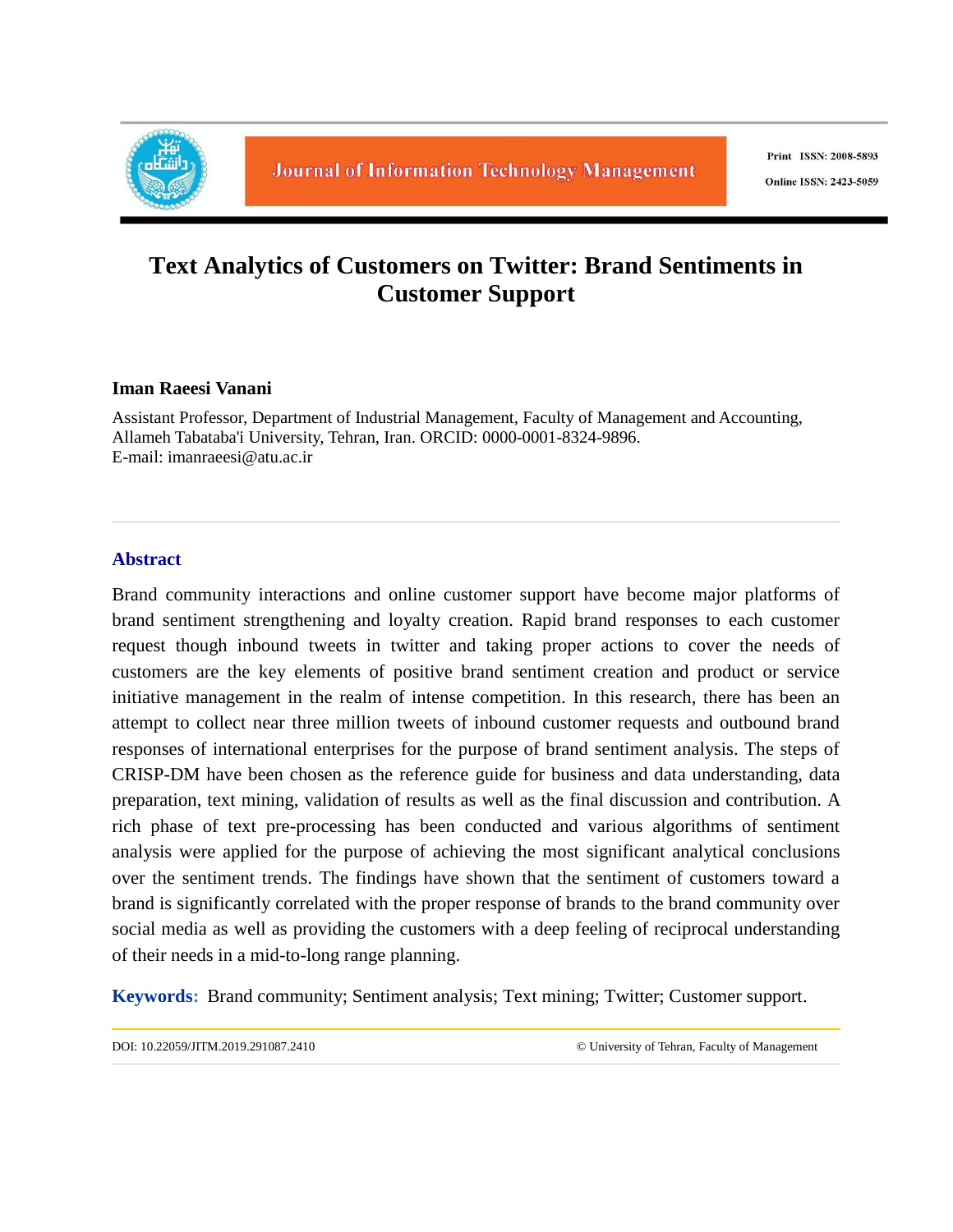# Text Analytics of Customers on Twitter: Brand Sentiments in Customer Support

**Iman Raeesi Vanani**

Assistant Professor, Department of Industrial Management, Faculty of Management and Accounting, Allameh Tabataba'i University, Tehran, Iran. ORCID: 0000-0001-8324-9896.
E-mail: imanraeesi@atu.ac.ir

## Abstract

Brand community interactions and online customer support have become major platforms of brand sentiment strengthening and loyalty creation. Rapid brand responses to each customer request though inbound tweets in twitter and taking proper actions to cover the needs of customers are the key elements of positive brand sentiment creation and product or service initiative management in the realm of intense competition. In this research, there has been an attempt to collect near three million tweets of inbound customer requests and outbound brand responses of international enterprises for the purpose of brand sentiment analysis. The steps of CRISP-DM have been chosen as the reference guide for business and data understanding, data preparation, text mining, validation of results as well as the final discussion and contribution. A rich phase of text pre-processing has been conducted and various algorithms of sentiment analysis were applied for the purpose of achieving the most significant analytical conclusions over the sentiment trends. The findings have shown that the sentiment of customers toward a brand is significantly correlated with the proper response of brands to the brand community over social media as well as providing the customers with a deep feeling of reciprocal understanding of their needs in a mid-to-long range planning.

**Keywords:** Brand community; Sentiment analysis; Text mining; Twitter; Customer support.

DOI: 10.22059/JITM.2019.291087.2410 © University of Tehran, Faculty of Management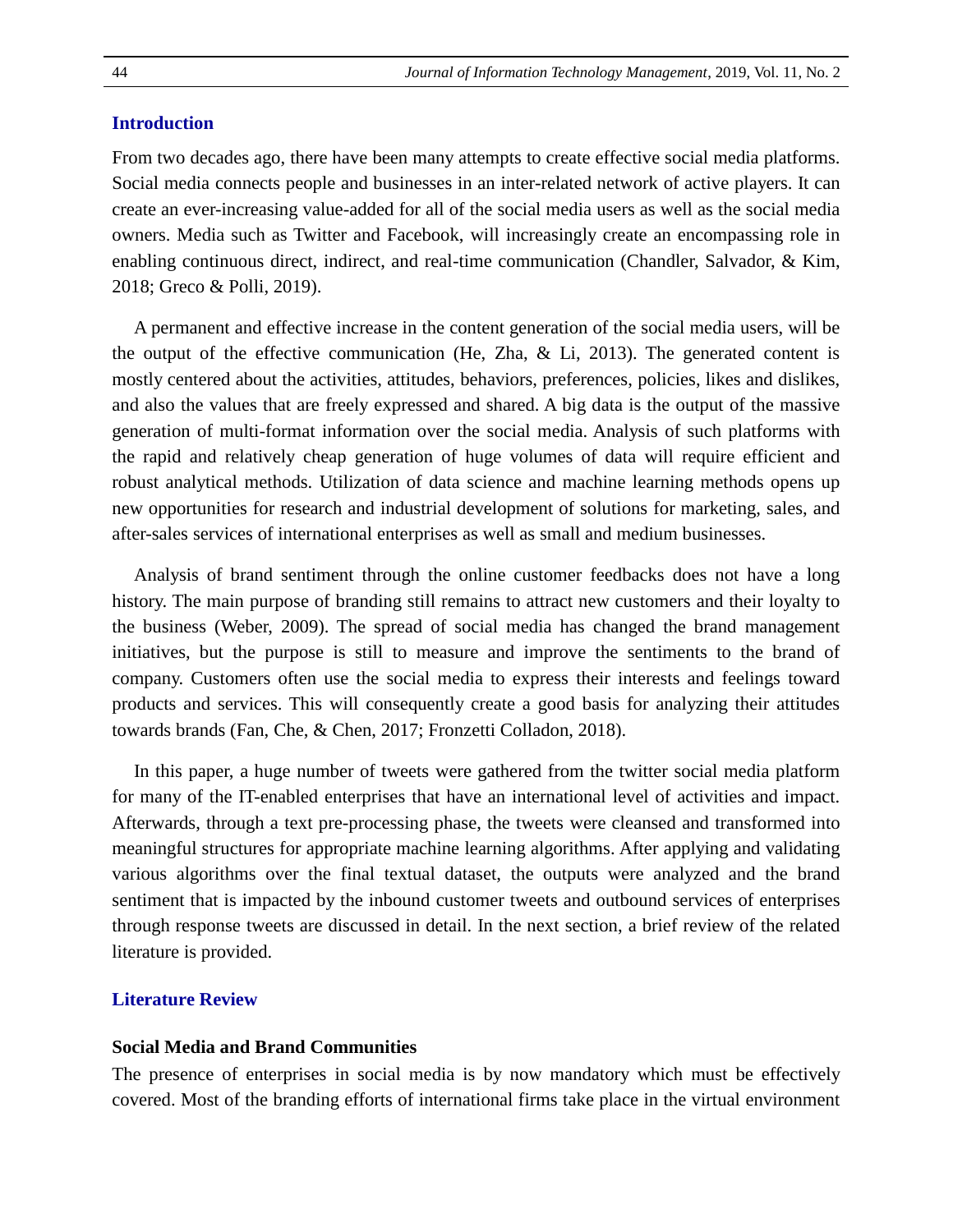## Introduction

From two decades ago, there have been many attempts to create effective social media platforms. Social media connects people and businesses in an inter-related network of active players. It can create an ever-increasing value-added for all of the social media users as well as the social media owners. Media such as Twitter and Facebook, will increasingly create an encompassing role in enabling continuous direct, indirect, and real-time communication (Chandler, Salvador, & Kim, 2018; Greco & Polli, 2019).

A permanent and effective increase in the content generation of the social media users, will be the output of the effective communication (He, Zha, & Li, 2013). The generated content is mostly centered about the activities, attitudes, behaviors, preferences, policies, likes and dislikes, and also the values that are freely expressed and shared. A big data is the output of the massive generation of multi-format information over the social media. Analysis of such platforms with the rapid and relatively cheap generation of huge volumes of data will require efficient and robust analytical methods. Utilization of data science and machine learning methods opens up new opportunities for research and industrial development of solutions for marketing, sales, and after-sales services of international enterprises as well as small and medium businesses.

Analysis of brand sentiment through the online customer feedbacks does not have a long history. The main purpose of branding still remains to attract new customers and their loyalty to the business (Weber, 2009). The spread of social media has changed the brand management initiatives, but the purpose is still to measure and improve the sentiments to the brand of company. Customers often use the social media to express their interests and feelings toward products and services. This will consequently create a good basis for analyzing their attitudes towards brands (Fan, Che, & Chen, 2017; Fronzetti Colladon, 2018).

In this paper, a huge number of tweets were gathered from the twitter social media platform for many of the IT-enabled enterprises that have an international level of activities and impact. Afterwards, through a text pre-processing phase, the tweets were cleansed and transformed into meaningful structures for appropriate machine learning algorithms. After applying and validating various algorithms over the final textual dataset, the outputs were analyzed and the brand sentiment that is impacted by the inbound customer tweets and outbound services of enterprises through response tweets are discussed in detail. In the next section, a brief review of the related literature is provided.

## Literature Review

### Social Media and Brand Communities

The presence of enterprises in social media is by now mandatory which must be effectively covered. Most of the branding efforts of international firms take place in the virtual environment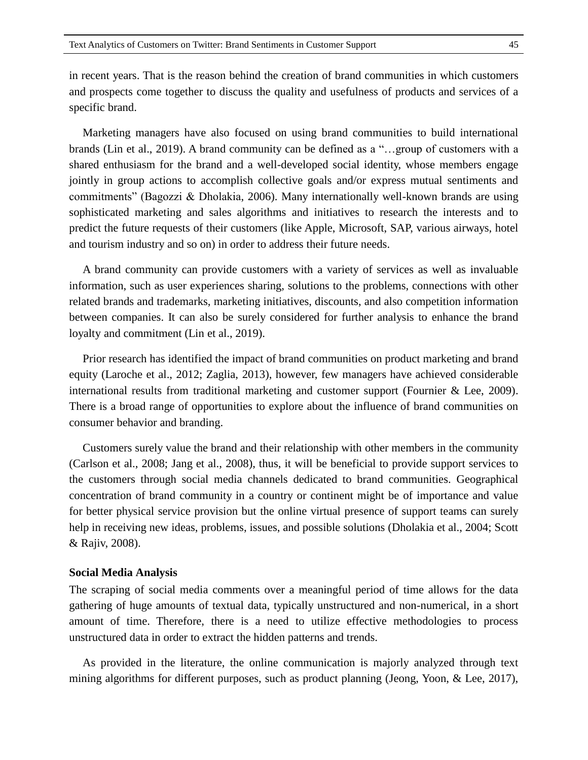in recent years. That is the reason behind the creation of brand communities in which customers and prospects come together to discuss the quality and usefulness of products and services of a specific brand.

Marketing managers have also focused on using brand communities to build international brands (Lin et al., 2019). A brand community can be defined as a "…group of customers with a shared enthusiasm for the brand and a well-developed social identity, whose members engage jointly in group actions to accomplish collective goals and/or express mutual sentiments and commitments" (Bagozzi & Dholakia, 2006). Many internationally well-known brands are using sophisticated marketing and sales algorithms and initiatives to research the interests and to predict the future requests of their customers (like Apple, Microsoft, SAP, various airways, hotel and tourism industry and so on) in order to address their future needs.

A brand community can provide customers with a variety of services as well as invaluable information, such as user experiences sharing, solutions to the problems, connections with other related brands and trademarks, marketing initiatives, discounts, and also competition information between companies. It can also be surely considered for further analysis to enhance the brand loyalty and commitment (Lin et al., 2019).

Prior research has identified the impact of brand communities on product marketing and brand equity (Laroche et al., 2012; Zaglia, 2013), however, few managers have achieved considerable international results from traditional marketing and customer support (Fournier & Lee, 2009). There is a broad range of opportunities to explore about the influence of brand communities on consumer behavior and branding.

Customers surely value the brand and their relationship with other members in the community (Carlson et al., 2008; Jang et al., 2008), thus, it will be beneficial to provide support services to the customers through social media channels dedicated to brand communities. Geographical concentration of brand community in a country or continent might be of importance and value for better physical service provision but the online virtual presence of support teams can surely help in receiving new ideas, problems, issues, and possible solutions (Dholakia et al., 2004; Scott & Rajiv, 2008).

**Social Media Analysis**

The scraping of social media comments over a meaningful period of time allows for the data gathering of huge amounts of textual data, typically unstructured and non-numerical, in a short amount of time. Therefore, there is a need to utilize effective methodologies to process unstructured data in order to extract the hidden patterns and trends.

As provided in the literature, the online communication is majorly analyzed through text mining algorithms for different purposes, such as product planning (Jeong, Yoon, & Lee, 2017),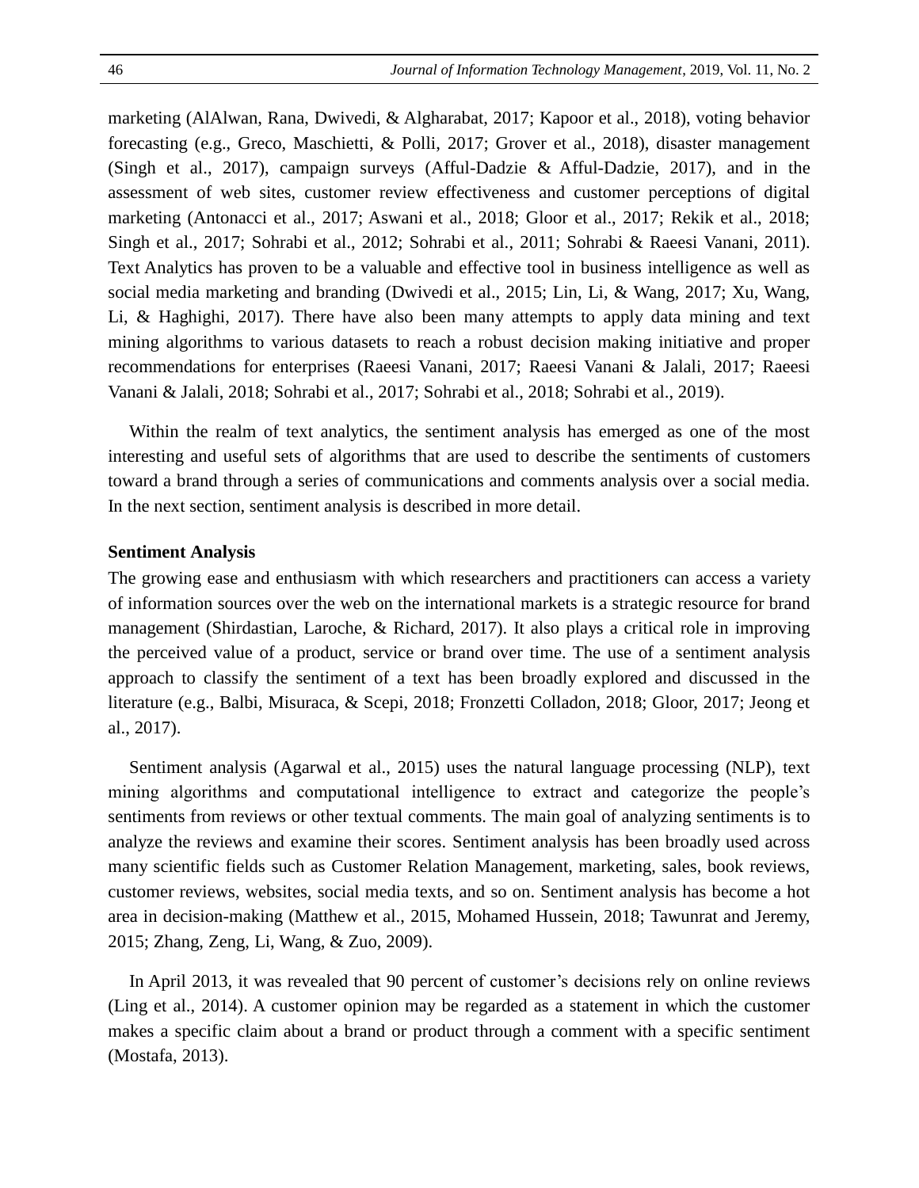marketing (AlAlwan, Rana, Dwivedi, & Algharabat, 2017; Kapoor et al., 2018), voting behavior forecasting (e.g., Greco, Maschietti, & Polli, 2017; Grover et al., 2018), disaster management (Singh et al., 2017), campaign surveys (Afful-Dadzie & Afful-Dadzie, 2017), and in the assessment of web sites, customer review effectiveness and customer perceptions of digital marketing (Antonacci et al., 2017; Aswani et al., 2018; Gloor et al., 2017; Rekik et al., 2018; Singh et al., 2017; Sohrabi et al., 2012; Sohrabi et al., 2011; Sohrabi & Raeesi Vanani, 2011). Text Analytics has proven to be a valuable and effective tool in business intelligence as well as social media marketing and branding (Dwivedi et al., 2015; Lin, Li, & Wang, 2017; Xu, Wang, Li, & Haghighi, 2017). There have also been many attempts to apply data mining and text mining algorithms to various datasets to reach a robust decision making initiative and proper recommendations for enterprises (Raeesi Vanani, 2017; Raeesi Vanani & Jalali, 2017; Raeesi Vanani & Jalali, 2018; Sohrabi et al., 2017; Sohrabi et al., 2018; Sohrabi et al., 2019).

Within the realm of text analytics, the sentiment analysis has emerged as one of the most interesting and useful sets of algorithms that are used to describe the sentiments of customers toward a brand through a series of communications and comments analysis over a social media. In the next section, sentiment analysis is described in more detail.

**Sentiment Analysis**

The growing ease and enthusiasm with which researchers and practitioners can access a variety of information sources over the web on the international markets is a strategic resource for brand management (Shirdastian, Laroche, & Richard, 2017). It also plays a critical role in improving the perceived value of a product, service or brand over time. The use of a sentiment analysis approach to classify the sentiment of a text has been broadly explored and discussed in the literature (e.g., Balbi, Misuraca, & Scepi, 2018; Fronzetti Colladon, 2018; Gloor, 2017; Jeong et al., 2017).

Sentiment analysis (Agarwal et al., 2015) uses the natural language processing (NLP), text mining algorithms and computational intelligence to extract and categorize the people's sentiments from reviews or other textual comments. The main goal of analyzing sentiments is to analyze the reviews and examine their scores. Sentiment analysis has been broadly used across many scientific fields such as Customer Relation Management, marketing, sales, book reviews, customer reviews, websites, social media texts, and so on. Sentiment analysis has become a hot area in decision-making (Matthew et al., 2015, Mohamed Hussein, 2018; Tawunrat and Jeremy, 2015; Zhang, Zeng, Li, Wang, & Zuo, 2009).

In April 2013, it was revealed that 90 percent of customer's decisions rely on online reviews (Ling et al., 2014). A customer opinion may be regarded as a statement in which the customer makes a specific claim about a brand or product through a comment with a specific sentiment (Mostafa, 2013).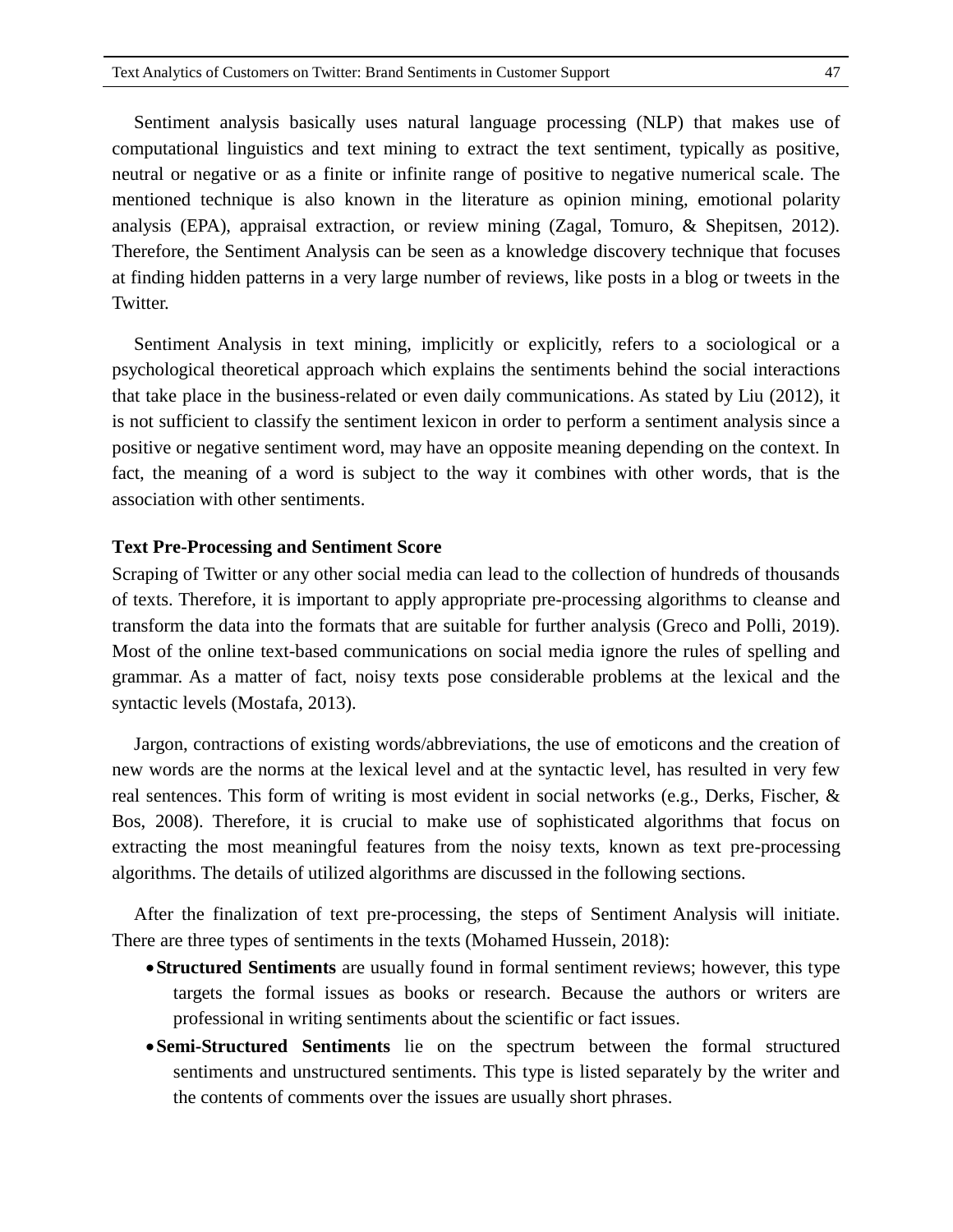Sentiment analysis basically uses natural language processing (NLP) that makes use of computational linguistics and text mining to extract the text sentiment, typically as positive, neutral or negative or as a finite or infinite range of positive to negative numerical scale. The mentioned technique is also known in the literature as opinion mining, emotional polarity analysis (EPA), appraisal extraction, or review mining (Zagal, Tomuro, & Shepitsen, 2012). Therefore, the Sentiment Analysis can be seen as a knowledge discovery technique that focuses at finding hidden patterns in a very large number of reviews, like posts in a blog or tweets in the Twitter.

Sentiment Analysis in text mining, implicitly or explicitly, refers to a sociological or a psychological theoretical approach which explains the sentiments behind the social interactions that take place in the business-related or even daily communications. As stated by Liu (2012), it is not sufficient to classify the sentiment lexicon in order to perform a sentiment analysis since a positive or negative sentiment word, may have an opposite meaning depending on the context. In fact, the meaning of a word is subject to the way it combines with other words, that is the association with other sentiments.

**Text Pre-Processing and Sentiment Score**

Scraping of Twitter or any other social media can lead to the collection of hundreds of thousands of texts. Therefore, it is important to apply appropriate pre-processing algorithms to cleanse and transform the data into the formats that are suitable for further analysis (Greco and Polli, 2019). Most of the online text-based communications on social media ignore the rules of spelling and grammar. As a matter of fact, noisy texts pose considerable problems at the lexical and the syntactic levels (Mostafa, 2013).

Jargon, contractions of existing words/abbreviations, the use of emoticons and the creation of new words are the norms at the lexical level and at the syntactic level, has resulted in very few real sentences. This form of writing is most evident in social networks (e.g., Derks, Fischer, & Bos, 2008). Therefore, it is crucial to make use of sophisticated algorithms that focus on extracting the most meaningful features from the noisy texts, known as text pre-processing algorithms. The details of utilized algorithms are discussed in the following sections.

After the finalization of text pre-processing, the steps of Sentiment Analysis will initiate. There are three types of sentiments in the texts (Mohamed Hussein, 2018):

- **Structured Sentiments** are usually found in formal sentiment reviews; however, this type targets the formal issues as books or research. Because the authors or writers are professional in writing sentiments about the scientific or fact issues.
- **Semi-Structured Sentiments** lie on the spectrum between the formal structured sentiments and unstructured sentiments. This type is listed separately by the writer and the contents of comments over the issues are usually short phrases.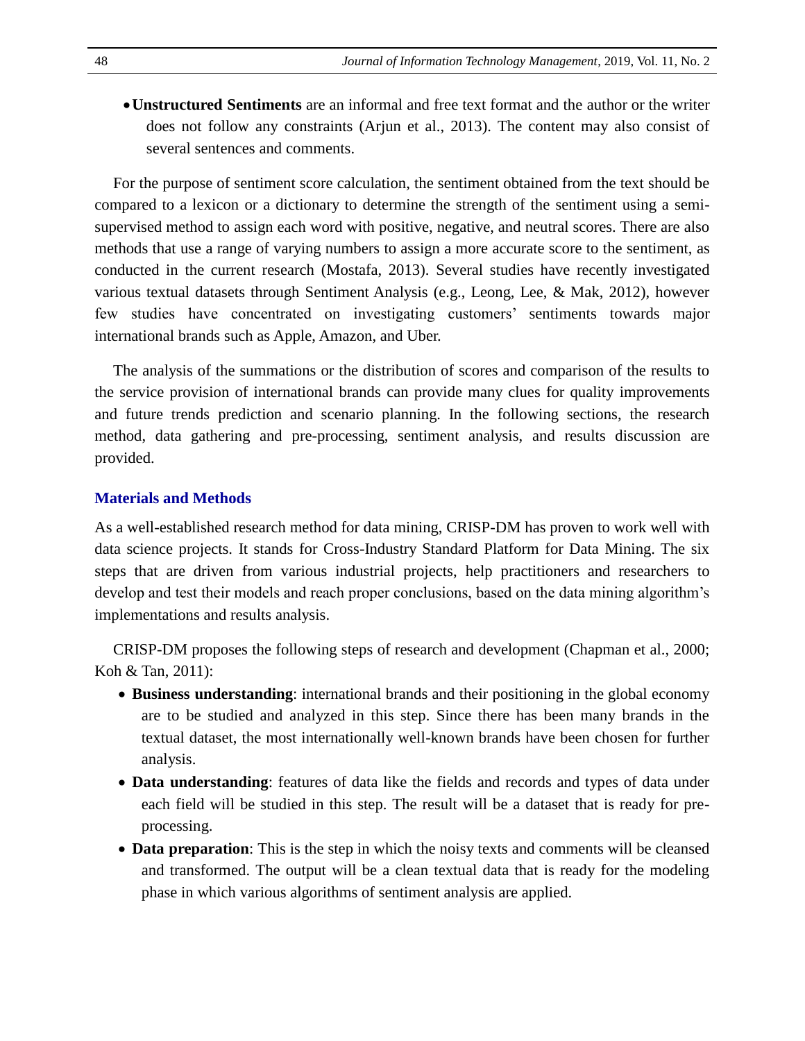- **Unstructured Sentiments** are an informal and free text format and the author or the writer does not follow any constraints (Arjun et al., 2013). The content may also consist of several sentences and comments.

For the purpose of sentiment score calculation, the sentiment obtained from the text should be compared to a lexicon or a dictionary to determine the strength of the sentiment using a semi-supervised method to assign each word with positive, negative, and neutral scores. There are also methods that use a range of varying numbers to assign a more accurate score to the sentiment, as conducted in the current research (Mostafa, 2013). Several studies have recently investigated various textual datasets through Sentiment Analysis (e.g., Leong, Lee, & Mak, 2012), however few studies have concentrated on investigating customers' sentiments towards major international brands such as Apple, Amazon, and Uber.

The analysis of the summations or the distribution of scores and comparison of the results to the service provision of international brands can provide many clues for quality improvements and future trends prediction and scenario planning. In the following sections, the research method, data gathering and pre-processing, sentiment analysis, and results discussion are provided.

## Materials and Methods

As a well-established research method for data mining, CRISP-DM has proven to work well with data science projects. It stands for Cross-Industry Standard Platform for Data Mining. The six steps that are driven from various industrial projects, help practitioners and researchers to develop and test their models and reach proper conclusions, based on the data mining algorithm's implementations and results analysis.

CRISP-DM proposes the following steps of research and development (Chapman et al., 2000; Koh & Tan, 2011):

- **Business understanding**: international brands and their positioning in the global economy are to be studied and analyzed in this step. Since there has been many brands in the textual dataset, the most internationally well-known brands have been chosen for further analysis.
- **Data understanding**: features of data like the fields and records and types of data under each field will be studied in this step. The result will be a dataset that is ready for pre-processing.
- **Data preparation**: This is the step in which the noisy texts and comments will be cleansed and transformed. The output will be a clean textual data that is ready for the modeling phase in which various algorithms of sentiment analysis are applied.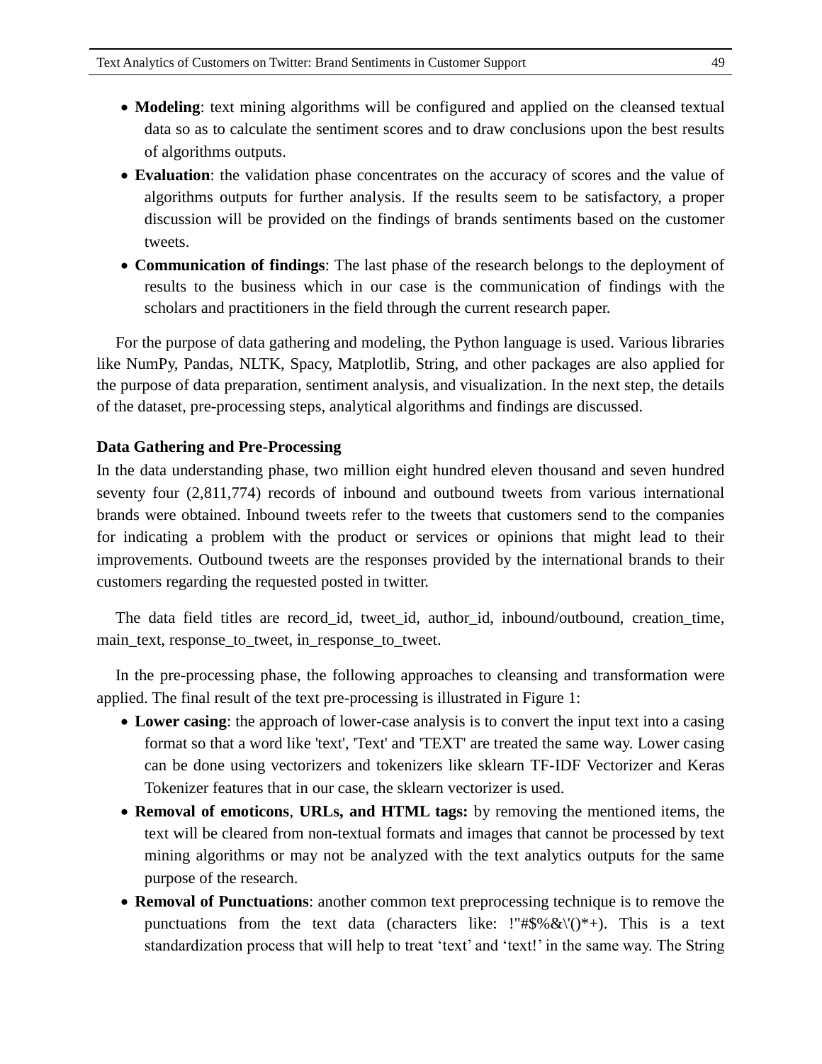- **Modeling**: text mining algorithms will be configured and applied on the cleansed textual data so as to calculate the sentiment scores and to draw conclusions upon the best results of algorithms outputs.
- **Evaluation**: the validation phase concentrates on the accuracy of scores and the value of algorithms outputs for further analysis. If the results seem to be satisfactory, a proper discussion will be provided on the findings of brands sentiments based on the customer tweets.
- **Communication of findings**: The last phase of the research belongs to the deployment of results to the business which in our case is the communication of findings with the scholars and practitioners in the field through the current research paper.

For the purpose of data gathering and modeling, the Python language is used. Various libraries like NumPy, Pandas, NLTK, Spacy, Matplotlib, String, and other packages are also applied for the purpose of data preparation, sentiment analysis, and visualization. In the next step, the details of the dataset, pre-processing steps, analytical algorithms and findings are discussed.

**Data Gathering and Pre-Processing**

In the data understanding phase, two million eight hundred eleven thousand and seven hundred seventy four (2,811,774) records of inbound and outbound tweets from various international brands were obtained. Inbound tweets refer to the tweets that customers send to the companies for indicating a problem with the product or services or opinions that might lead to their improvements. Outbound tweets are the responses provided by the international brands to their customers regarding the requested posted in twitter.

The data field titles are record_id, tweet_id, author_id, inbound/outbound, creation_time, main_text, response_to_tweet, in_response_to_tweet.

In the pre-processing phase, the following approaches to cleansing and transformation were applied. The final result of the text pre-processing is illustrated in Figure 1:

- **Lower casing**: the approach of lower-case analysis is to convert the input text into a casing format so that a word like 'text', 'Text' and 'TEXT' are treated the same way. Lower casing can be done using vectorizers and tokenizers like sklearn TF-IDF Vectorizer and Keras Tokenizer features that in our case, the sklearn vectorizer is used.
- **Removal of emoticons**, **URLs, and HTML tags:** by removing the mentioned items, the text will be cleared from non-textual formats and images that cannot be processed by text mining algorithms or may not be analyzed with the text analytics outputs for the same purpose of the research.
- **Removal of Punctuations**: another common text preprocessing technique is to remove the punctuations from the text data (characters like: !"#$%&\'()*+). This is a text standardization process that will help to treat 'text' and 'text!' in the same way. The String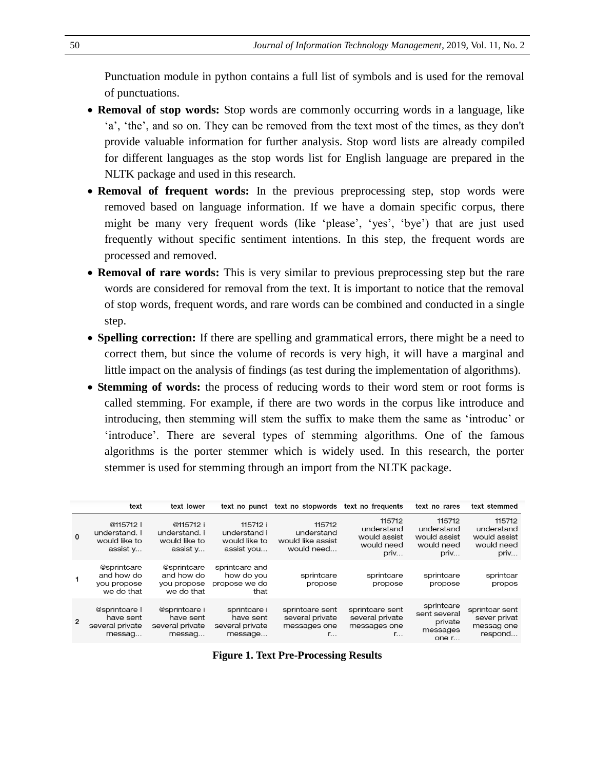Punctuation module in python contains a full list of symbols and is used for the removal of punctuations.

- **Removal of stop words:** Stop words are commonly occurring words in a language, like 'a', 'the', and so on. They can be removed from the text most of the times, as they don't provide valuable information for further analysis. Stop word lists are already compiled for different languages as the stop words list for English language are prepared in the NLTK package and used in this research.
- **Removal of frequent words:** In the previous preprocessing step, stop words were removed based on language information. If we have a domain specific corpus, there might be many very frequent words (like 'please', 'yes', 'bye') that are just used frequently without specific sentiment intentions. In this step, the frequent words are processed and removed.
- **Removal of rare words:** This is very similar to previous preprocessing step but the rare words are considered for removal from the text. It is important to notice that the removal of stop words, frequent words, and rare words can be combined and conducted in a single step.
- **Spelling correction:** If there are spelling and grammatical errors, there might be a need to correct them, but since the volume of records is very high, it will have a marginal and little impact on the analysis of findings (as test during the implementation of algorithms).
- **Stemming of words:** the process of reducing words to their word stem or root forms is called stemming. For example, if there are two words in the corpus like introduce and introducing, then stemming will stem the suffix to make them the same as 'introduc' or 'introduce'. There are several types of stemming algorithms. One of the famous algorithms is the porter stemmer which is widely used. In this research, the porter stemmer is used for stemming through an import from the NLTK package.

| | text | text_lower | text_no_punct | text_no_stopwords | text_no_frequents | text_no_rares | text_stemmed |
|---|---|---|---|---|---|---|---|
| 0 | @115712 I understand. I would like to assist y... | @115712 i understand. i would like to assist y... | 115712 i understand i would like to assist you... | 115712 understand would like assist would need... | 115712 understand would assist would need priv... | 115712 understand would assist would need priv... | 115712 understand would assist would need priv... |
| 1 | @sprintcare and how do you propose we do that | @sprintcare and how do you propose we do that | sprintcare and how do you propose we do that | sprintcare propose | sprintcare propose | sprintcare propose | sprintcar propos |
| 2 | @sprintcare I have sent several private messag... | @sprintcare i have sent several private messag... | sprintcare i have sent several private message... | sprintcare sent several private messages one r... | sprintcare sent several private messages one r... | sprintcare sent several private messages one r... | sprintcar sent sever privat messag one respond... |

**Figure 1. Text Pre-Processing Results**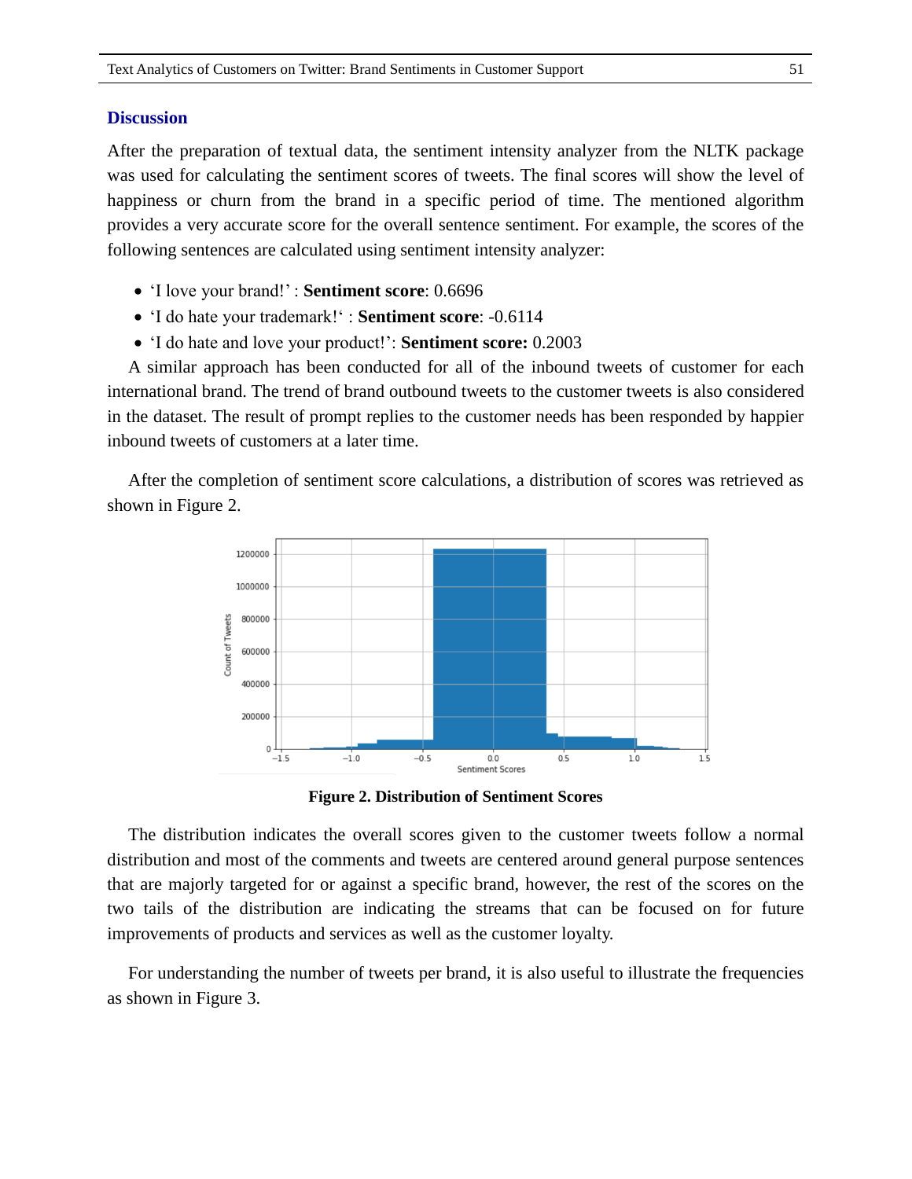### Discussion

After the preparation of textual data, the sentiment intensity analyzer from the NLTK package was used for calculating the sentiment scores of tweets. The final scores will show the level of happiness or churn from the brand in a specific period of time. The mentioned algorithm provides a very accurate score for the overall sentence sentiment. For example, the scores of the following sentences are calculated using sentiment intensity analyzer:

- 'I love your brand!' : **Sentiment score**: 0.6696
- 'I do hate your trademark!' : **Sentiment score**: -0.6114
- 'I do hate and love your product!': **Sentiment score:** 0.2003

A similar approach has been conducted for all of the inbound tweets of customer for each international brand. The trend of brand outbound tweets to the customer tweets is also considered in the dataset. The result of prompt replies to the customer needs has been responded by happier inbound tweets of customers at a later time.

After the completion of sentiment score calculations, a distribution of scores was retrieved as shown in Figure 2.

**Figure 2. Distribution of Sentiment Scores**

The distribution indicates the overall scores given to the customer tweets follow a normal distribution and most of the comments and tweets are centered around general purpose sentences that are majorly targeted for or against a specific brand, however, the rest of the scores on the two tails of the distribution are indicating the streams that can be focused on for future improvements of products and services as well as the customer loyalty.

For understanding the number of tweets per brand, it is also useful to illustrate the frequencies as shown in Figure 3.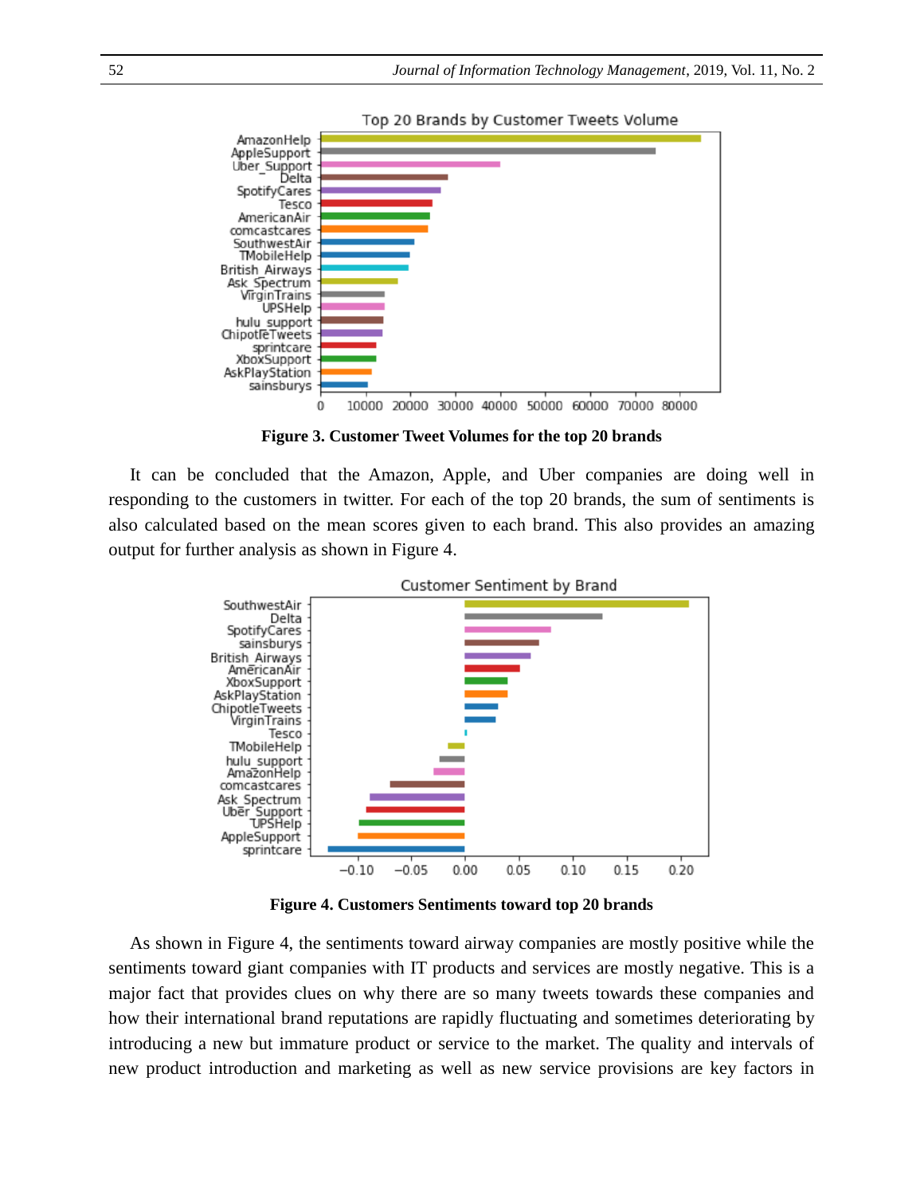**Figure 3. Customer Tweet Volumes for the top 20 brands**

It can be concluded that the Amazon, Apple, and Uber companies are doing well in responding to the customers in twitter. For each of the top 20 brands, the sum of sentiments is also calculated based on the mean scores given to each brand. This also provides an amazing output for further analysis as shown in Figure 4.

**Figure 4. Customers Sentiments toward top 20 brands**

As shown in Figure 4, the sentiments toward airway companies are mostly positive while the sentiments toward giant companies with IT products and services are mostly negative. This is a major fact that provides clues on why there are so many tweets towards these companies and how their international brand reputations are rapidly fluctuating and sometimes deteriorating by introducing a new but immature product or service to the market. The quality and intervals of new product introduction and marketing as well as new service provisions are key factors in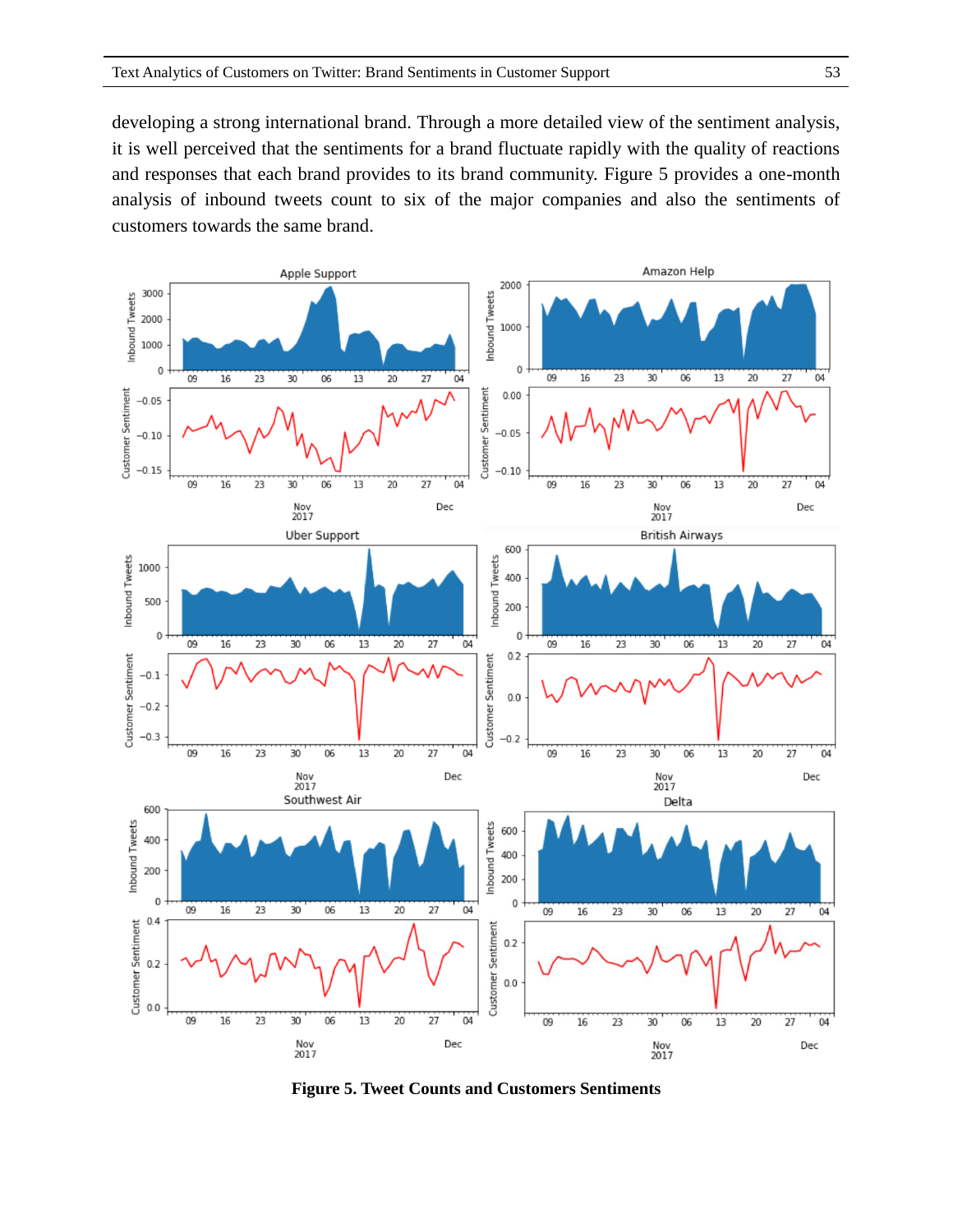developing a strong international brand. Through a more detailed view of the sentiment analysis, it is well perceived that the sentiments for a brand fluctuate rapidly with the quality of reactions and responses that each brand provides to its brand community. Figure 5 provides a one-month analysis of inbound tweets count to six of the major companies and also the sentiments of customers towards the same brand.

**Figure 5. Tweet Counts and Customers Sentiments**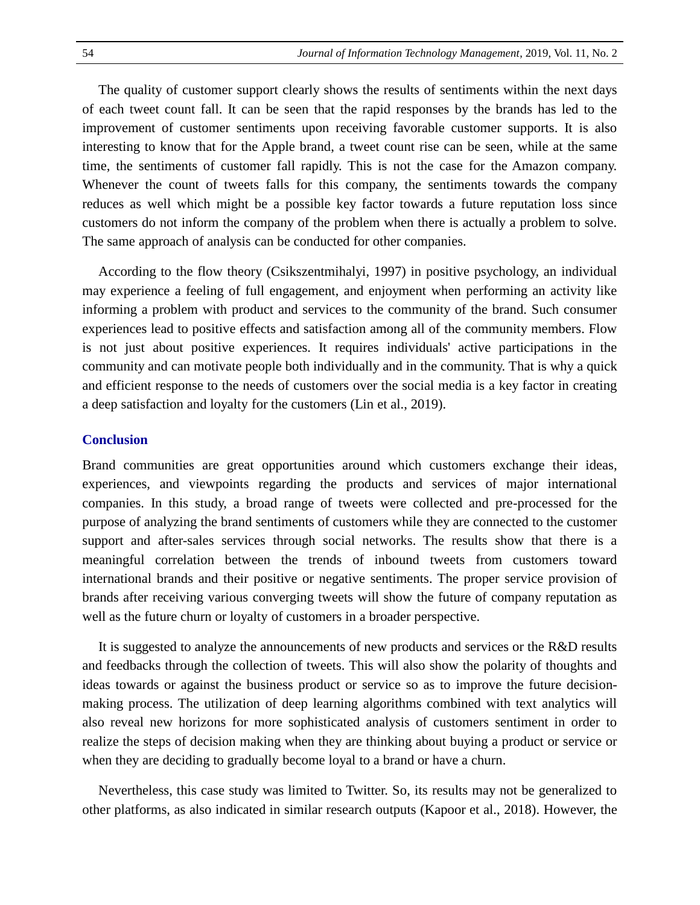The quality of customer support clearly shows the results of sentiments within the next days of each tweet count fall. It can be seen that the rapid responses by the brands has led to the improvement of customer sentiments upon receiving favorable customer supports. It is also interesting to know that for the Apple brand, a tweet count rise can be seen, while at the same time, the sentiments of customer fall rapidly. This is not the case for the Amazon company. Whenever the count of tweets falls for this company, the sentiments towards the company reduces as well which might be a possible key factor towards a future reputation loss since customers do not inform the company of the problem when there is actually a problem to solve. The same approach of analysis can be conducted for other companies.

According to the flow theory (Csikszentmihalyi, 1997) in positive psychology, an individual may experience a feeling of full engagement, and enjoyment when performing an activity like informing a problem with product and services to the community of the brand. Such consumer experiences lead to positive effects and satisfaction among all of the community members. Flow is not just about positive experiences. It requires individuals' active participations in the community and can motivate people both individually and in the community. That is why a quick and efficient response to the needs of customers over the social media is a key factor in creating a deep satisfaction and loyalty for the customers (Lin et al., 2019).

## Conclusion

Brand communities are great opportunities around which customers exchange their ideas, experiences, and viewpoints regarding the products and services of major international companies. In this study, a broad range of tweets were collected and pre-processed for the purpose of analyzing the brand sentiments of customers while they are connected to the customer support and after-sales services through social networks. The results show that there is a meaningful correlation between the trends of inbound tweets from customers toward international brands and their positive or negative sentiments. The proper service provision of brands after receiving various converging tweets will show the future of company reputation as well as the future churn or loyalty of customers in a broader perspective.

It is suggested to analyze the announcements of new products and services or the R&D results and feedbacks through the collection of tweets. This will also show the polarity of thoughts and ideas towards or against the business product or service so as to improve the future decision-making process. The utilization of deep learning algorithms combined with text analytics will also reveal new horizons for more sophisticated analysis of customers sentiment in order to realize the steps of decision making when they are thinking about buying a product or service or when they are deciding to gradually become loyal to a brand or have a churn.

Nevertheless, this case study was limited to Twitter. So, its results may not be generalized to other platforms, as also indicated in similar research outputs (Kapoor et al., 2018). However, the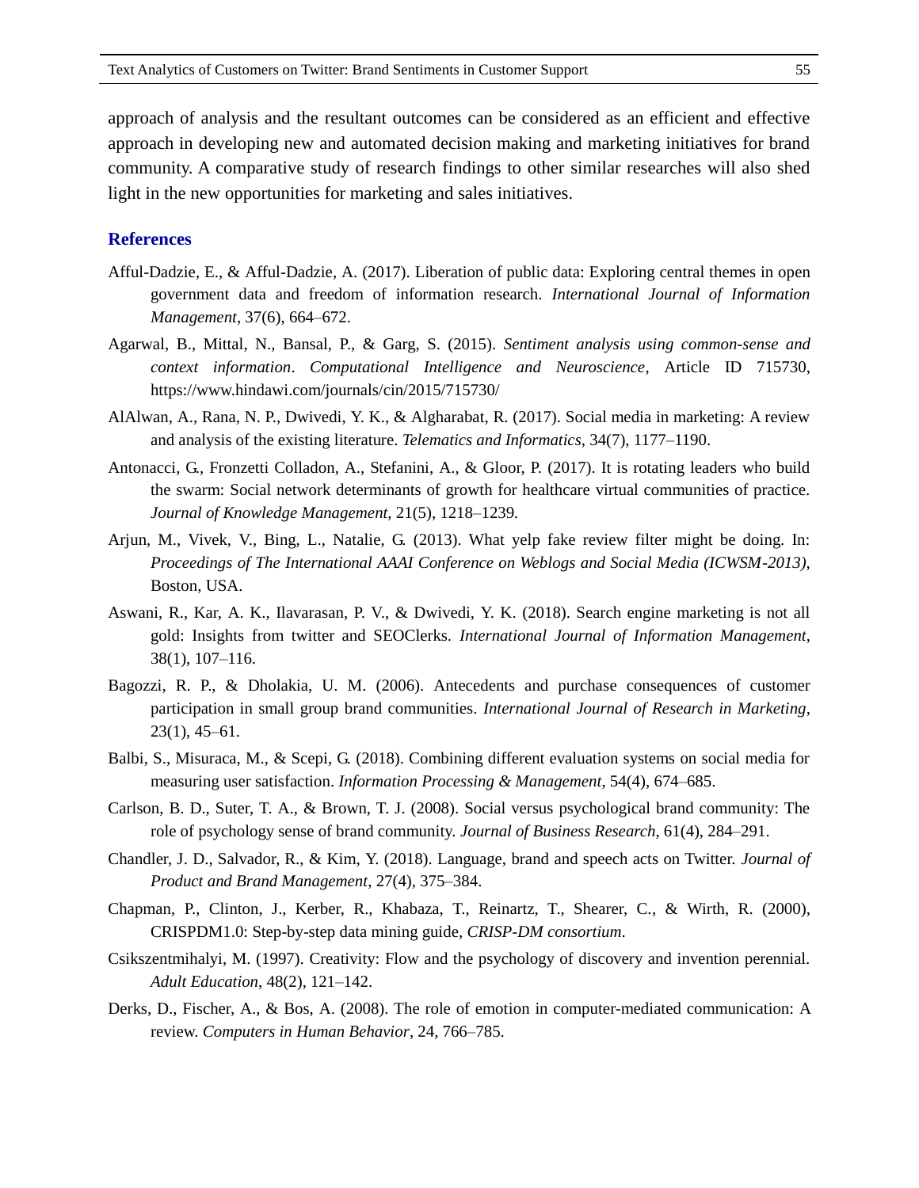approach of analysis and the resultant outcomes can be considered as an efficient and effective approach in developing new and automated decision making and marketing initiatives for brand community. A comparative study of research findings to other similar researches will also shed light in the new opportunities for marketing and sales initiatives.

## References

Afful-Dadzie, E., & Afful-Dadzie, A. (2017). Liberation of public data: Exploring central themes in open government data and freedom of information research. *International Journal of Information Management*, 37(6), 664–672.

Agarwal, B., Mittal, N., Bansal, P., & Garg, S. (2015). *Sentiment analysis using common-sense and context information*. *Computational Intelligence and Neuroscience*, Article ID 715730, https://www.hindawi.com/journals/cin/2015/715730/

AlAlwan, A., Rana, N. P., Dwivedi, Y. K., & Algharabat, R. (2017). Social media in marketing: A review and analysis of the existing literature. *Telematics and Informatics*, 34(7), 1177–1190.

Antonacci, G., Fronzetti Colladon, A., Stefanini, A., & Gloor, P. (2017). It is rotating leaders who build the swarm: Social network determinants of growth for healthcare virtual communities of practice. *Journal of Knowledge Management*, 21(5), 1218–1239.

Arjun, M., Vivek, V., Bing, L., Natalie, G. (2013). What yelp fake review filter might be doing. In: *Proceedings of The International AAAI Conference on Weblogs and Social Media (ICWSM-2013)*, Boston, USA.

Aswani, R., Kar, A. K., Ilavarasan, P. V., & Dwivedi, Y. K. (2018). Search engine marketing is not all gold: Insights from twitter and SEOClerks. *International Journal of Information Management*, 38(1), 107–116.

Bagozzi, R. P., & Dholakia, U. M. (2006). Antecedents and purchase consequences of customer participation in small group brand communities. *International Journal of Research in Marketing*, 23(1), 45–61.

Balbi, S., Misuraca, M., & Scepi, G. (2018). Combining different evaluation systems on social media for measuring user satisfaction. *Information Processing & Management*, 54(4), 674–685.

Carlson, B. D., Suter, T. A., & Brown, T. J. (2008). Social versus psychological brand community: The role of psychology sense of brand community. *Journal of Business Research*, 61(4), 284–291.

Chandler, J. D., Salvador, R., & Kim, Y. (2018). Language, brand and speech acts on Twitter. *Journal of Product and Brand Management*, 27(4), 375–384.

Chapman, P., Clinton, J., Kerber, R., Khabaza, T., Reinartz, T., Shearer, C., & Wirth, R. (2000), CRISPDM1.0: Step-by-step data mining guide, *CRISP-DM consortium*.

Csikszentmihalyi, M. (1997). Creativity: Flow and the psychology of discovery and invention perennial. *Adult Education*, 48(2), 121–142.

Derks, D., Fischer, A., & Bos, A. (2008). The role of emotion in computer-mediated communication: A review. *Computers in Human Behavior*, 24, 766–785.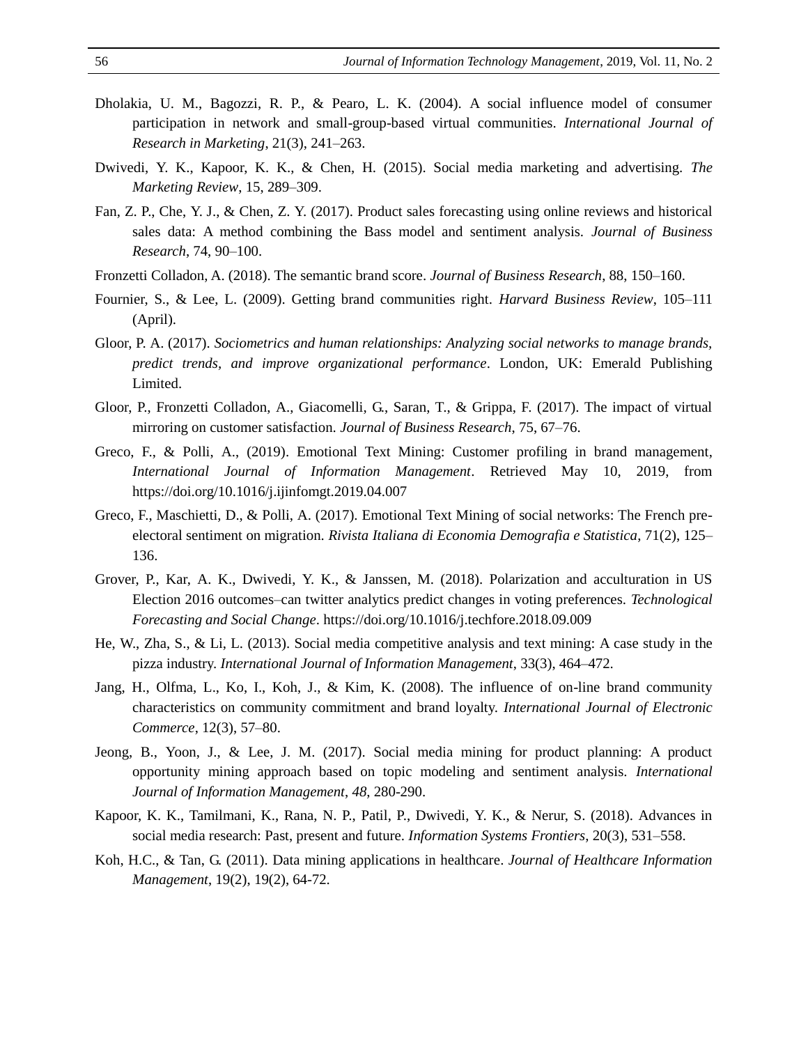Dholakia, U. M., Bagozzi, R. P., & Pearo, L. K. (2004). A social influence model of consumer participation in network and small-group-based virtual communities. *International Journal of Research in Marketing*, 21(3), 241–263.

Dwivedi, Y. K., Kapoor, K. K., & Chen, H. (2015). Social media marketing and advertising. *The Marketing Review*, 15, 289–309.

Fan, Z. P., Che, Y. J., & Chen, Z. Y. (2017). Product sales forecasting using online reviews and historical sales data: A method combining the Bass model and sentiment analysis. *Journal of Business Research*, 74, 90–100.

Fronzetti Colladon, A. (2018). The semantic brand score. *Journal of Business Research*, 88, 150–160.

Fournier, S., & Lee, L. (2009). Getting brand communities right. *Harvard Business Review*, 105–111 (April).

Gloor, P. A. (2017). *Sociometrics and human relationships: Analyzing social networks to manage brands, predict trends, and improve organizational performance*. London, UK: Emerald Publishing Limited.

Gloor, P., Fronzetti Colladon, A., Giacomelli, G., Saran, T., & Grippa, F. (2017). The impact of virtual mirroring on customer satisfaction. *Journal of Business Research*, 75, 67–76.

Greco, F., & Polli, A., (2019). Emotional Text Mining: Customer profiling in brand management, *International Journal of Information Management*. Retrieved May 10, 2019, from https://doi.org/10.1016/j.ijinfomgt.2019.04.007

Greco, F., Maschietti, D., & Polli, A. (2017). Emotional Text Mining of social networks: The French pre-electoral sentiment on migration. *Rivista Italiana di Economia Demografia e Statistica*, 71(2), 125–136.

Grover, P., Kar, A. K., Dwivedi, Y. K., & Janssen, M. (2018). Polarization and acculturation in US Election 2016 outcomes–can twitter analytics predict changes in voting preferences. *Technological Forecasting and Social Change*. https://doi.org/10.1016/j.techfore.2018.09.009

He, W., Zha, S., & Li, L. (2013). Social media competitive analysis and text mining: A case study in the pizza industry. *International Journal of Information Management*, 33(3), 464–472.

Jang, H., Olfma, L., Ko, I., Koh, J., & Kim, K. (2008). The influence of on-line brand community characteristics on community commitment and brand loyalty. *International Journal of Electronic Commerce*, 12(3), 57–80.

Jeong, B., Yoon, J., & Lee, J. M. (2017). Social media mining for product planning: A product opportunity mining approach based on topic modeling and sentiment analysis. *International Journal of Information Management*, *48*, 280-290.

Kapoor, K. K., Tamilmani, K., Rana, N. P., Patil, P., Dwivedi, Y. K., & Nerur, S. (2018). Advances in social media research: Past, present and future. *Information Systems Frontiers*, 20(3), 531–558.

Koh, H.C., & Tan, G. (2011). Data mining applications in healthcare. *Journal of Healthcare Information Management*, 19(2), 19(2), 64-72.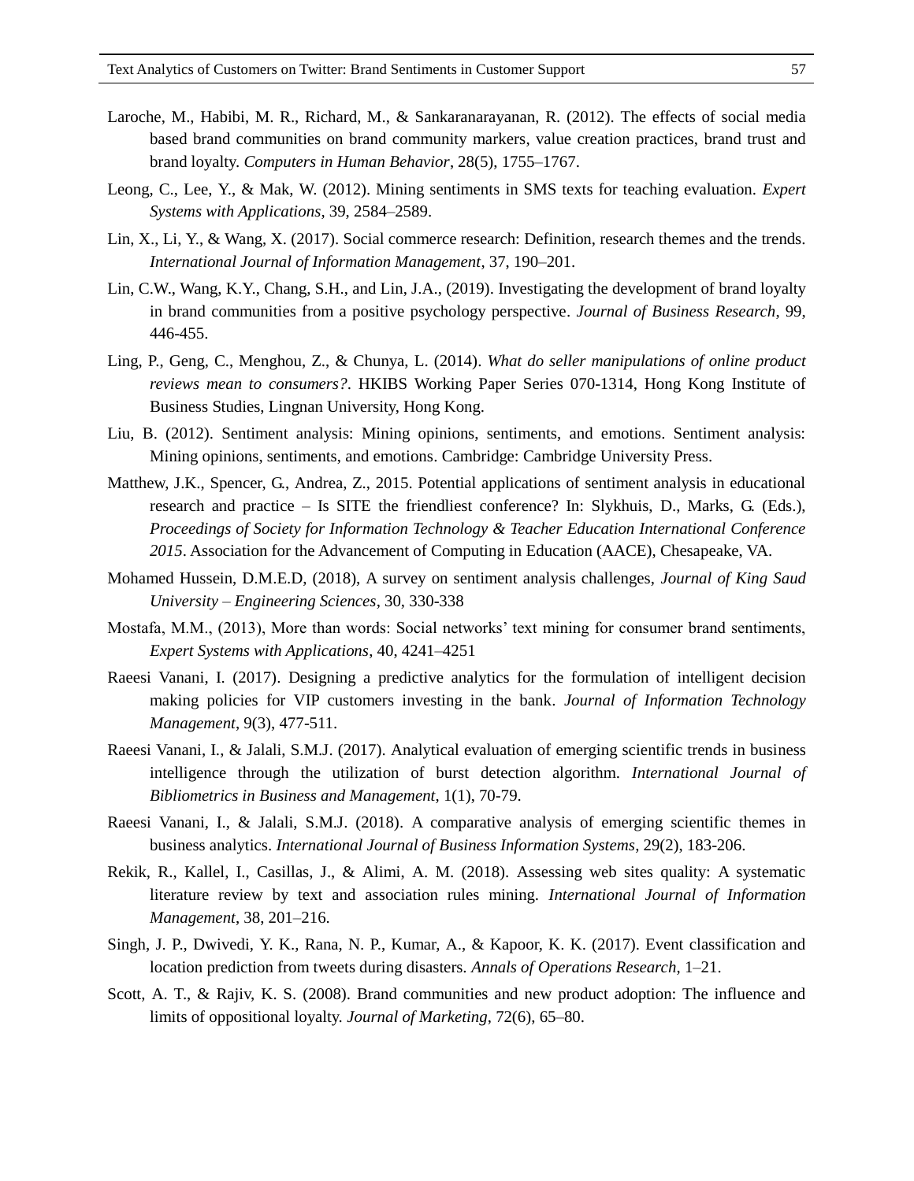Laroche, M., Habibi, M. R., Richard, M., & Sankaranarayanan, R. (2012). The effects of social media based brand communities on brand community markers, value creation practices, brand trust and brand loyalty. *Computers in Human Behavior*, 28(5), 1755–1767.

Leong, C., Lee, Y., & Mak, W. (2012). Mining sentiments in SMS texts for teaching evaluation. *Expert Systems with Applications*, 39, 2584–2589.

Lin, X., Li, Y., & Wang, X. (2017). Social commerce research: Definition, research themes and the trends. *International Journal of Information Management*, 37, 190–201.

Lin, C.W., Wang, K.Y., Chang, S.H., and Lin, J.A., (2019). Investigating the development of brand loyalty in brand communities from a positive psychology perspective. *Journal of Business Research*, 99, 446-455.

Ling, P., Geng, C., Menghou, Z., & Chunya, L. (2014). *What do seller manipulations of online product reviews mean to consumers?*. HKIBS Working Paper Series 070-1314, Hong Kong Institute of Business Studies, Lingnan University, Hong Kong.

Liu, B. (2012). Sentiment analysis: Mining opinions, sentiments, and emotions. Sentiment analysis: Mining opinions, sentiments, and emotions. Cambridge: Cambridge University Press.

Matthew, J.K., Spencer, G., Andrea, Z., 2015. Potential applications of sentiment analysis in educational research and practice – Is SITE the friendliest conference? In: Slykhuis, D., Marks, G. (Eds.), *Proceedings of Society for Information Technology & Teacher Education International Conference 2015*. Association for the Advancement of Computing in Education (AACE), Chesapeake, VA.

Mohamed Hussein, D.M.E.D, (2018), A survey on sentiment analysis challenges, *Journal of King Saud University – Engineering Sciences*, 30, 330-338

Mostafa, M.M., (2013), More than words: Social networks' text mining for consumer brand sentiments, *Expert Systems with Applications*, 40, 4241–4251

Raeesi Vanani, I. (2017). Designing a predictive analytics for the formulation of intelligent decision making policies for VIP customers investing in the bank. *Journal of Information Technology Management*, 9(3), 477-511.

Raeesi Vanani, I., & Jalali, S.M.J. (2017). Analytical evaluation of emerging scientific trends in business intelligence through the utilization of burst detection algorithm. *International Journal of Bibliometrics in Business and Management*, 1(1), 70-79.

Raeesi Vanani, I., & Jalali, S.M.J. (2018). A comparative analysis of emerging scientific themes in business analytics. *International Journal of Business Information Systems*, 29(2), 183-206.

Rekik, R., Kallel, I., Casillas, J., & Alimi, A. M. (2018). Assessing web sites quality: A systematic literature review by text and association rules mining. *International Journal of Information Management*, 38, 201–216.

Singh, J. P., Dwivedi, Y. K., Rana, N. P., Kumar, A., & Kapoor, K. K. (2017). Event classification and location prediction from tweets during disasters. *Annals of Operations Research*, 1–21.

Scott, A. T., & Rajiv, K. S. (2008). Brand communities and new product adoption: The influence and limits of oppositional loyalty. *Journal of Marketing*, 72(6), 65–80.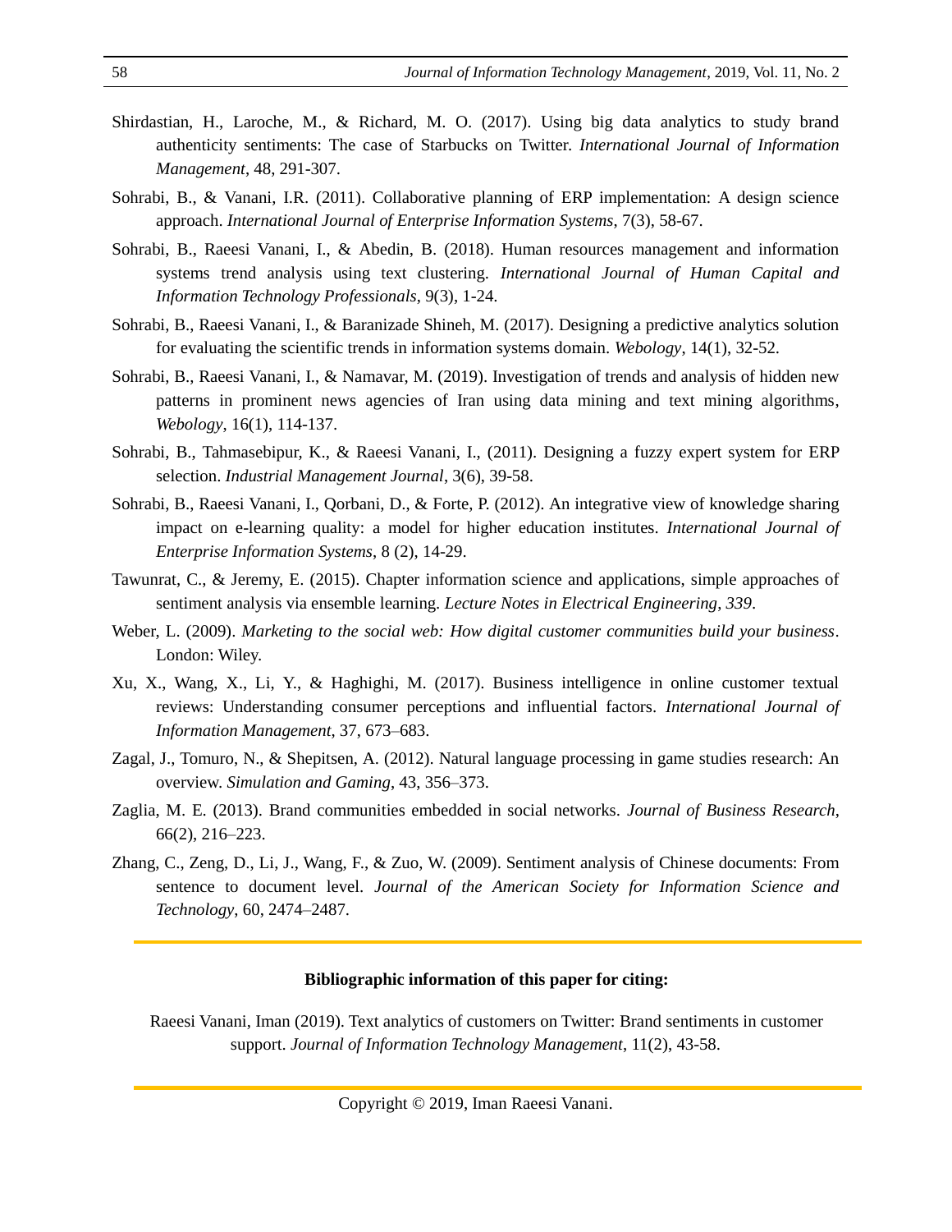Shirdastian, H., Laroche, M., & Richard, M. O. (2017). Using big data analytics to study brand authenticity sentiments: The case of Starbucks on Twitter. *International Journal of Information Management*, 48, 291-307.

Sohrabi, B., & Vanani, I.R. (2011). Collaborative planning of ERP implementation: A design science approach. *International Journal of Enterprise Information Systems*, 7(3), 58-67.

Sohrabi, B., Raeesi Vanani, I., & Abedin, B. (2018). Human resources management and information systems trend analysis using text clustering. *International Journal of Human Capital and Information Technology Professionals*, 9(3), 1-24.

Sohrabi, B., Raeesi Vanani, I., & Baranizade Shineh, M. (2017). Designing a predictive analytics solution for evaluating the scientific trends in information systems domain. *Webology*, 14(1), 32-52.

Sohrabi, B., Raeesi Vanani, I., & Namavar, M. (2019). Investigation of trends and analysis of hidden new patterns in prominent news agencies of Iran using data mining and text mining algorithms, *Webology*, 16(1), 114-137.

Sohrabi, B., Tahmasebipur, K., & Raeesi Vanani, I., (2011). Designing a fuzzy expert system for ERP selection. *Industrial Management Journal*, 3(6), 39-58.

Sohrabi, B., Raeesi Vanani, I., Qorbani, D., & Forte, P. (2012). An integrative view of knowledge sharing impact on e-learning quality: a model for higher education institutes. *International Journal of Enterprise Information Systems*, 8 (2), 14-29.

Tawunrat, C., & Jeremy, E. (2015). Chapter information science and applications, simple approaches of sentiment analysis via ensemble learning. *Lecture Notes in Electrical Engineering*, *339*.

Weber, L. (2009). *Marketing to the social web: How digital customer communities build your business*. London: Wiley.

Xu, X., Wang, X., Li, Y., & Haghighi, M. (2017). Business intelligence in online customer textual reviews: Understanding consumer perceptions and influential factors. *International Journal of Information Management*, 37, 673–683.

Zagal, J., Tomuro, N., & Shepitsen, A. (2012). Natural language processing in game studies research: An overview. *Simulation and Gaming*, 43, 356–373.

Zaglia, M. E. (2013). Brand communities embedded in social networks. *Journal of Business Research*, 66(2), 216–223.

Zhang, C., Zeng, D., Li, J., Wang, F., & Zuo, W. (2009). Sentiment analysis of Chinese documents: From sentence to document level. *Journal of the American Society for Information Science and Technology*, 60, 2474–2487.

---

**Bibliographic information of this paper for citing:**

Raeesi Vanani, Iman (2019). Text analytics of customers on Twitter: Brand sentiments in customer support. *Journal of Information Technology Management*, 11(2), 43-58.

---

Copyright © 2019, Iman Raeesi Vanani.